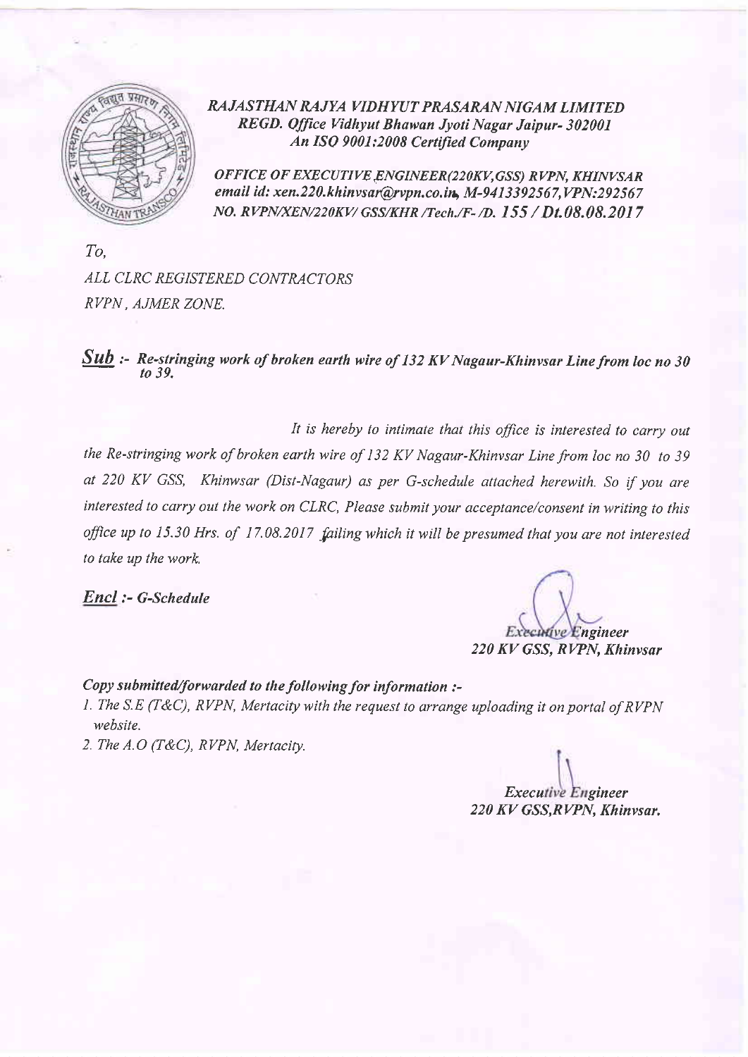*RAJASTHAN RAJYA VIDHYUT PRASARAN NIGAM LIMITED*
*REGD. Office Vidhyut Bhawan Jyoti Nagar Jaipur- 302001*
*An ISO 9001:2008 Certified Company*

*OFFICE OF EXECUTIVE ENGINEER(220KV,GSS) RVPN, KHINVSAR*
*email id: xen.220.khinvsar@rvpn.co.in, M-9413392567,VPN:292567*
*NO. RVPN/XEN/220KV/ GSS/KHR /Tech./F- /D. 155 / Dt.08.08.2017*

*To,*
*ALL CLRC REGISTERED CONTRACTORS*
*RVPN , AJMER ZONE.*

***Sub*** *:- Re-stringing work of broken earth wire of 132 KV Nagaur-Khinvsar Line from loc no 30 to 39.*

*It is hereby to intimate that this office is interested to carry out the Re-stringing work of broken earth wire of 132 KV Nagaur-Khinvsar Line from loc no 30 to 39 at 220 KV GSS, Khinwsar (Dist-Nagaur) as per G-schedule attached herewith. So if you are interested to carry out the work on CLRC, Please submit your acceptance/consent in writing to this office up to 15.30 Hrs. of 17.08.2017 failing which it will be presumed that you are not interested to take up the work.*

***Encl*** *:- G-Schedule*

*Executive Engineer*
*220 KV GSS, RVPN, Khinvsar*

*Copy submitted/forwarded to the following for information :-*

1. *The S.E (T&C), RVPN, Mertacity with the request to arrange uploading it on portal of RVPN website.*
2. *The A.O (T&C), RVPN, Mertacity.*

*Executive Engineer*
*220 KV GSS,RVPN, Khinvsar.*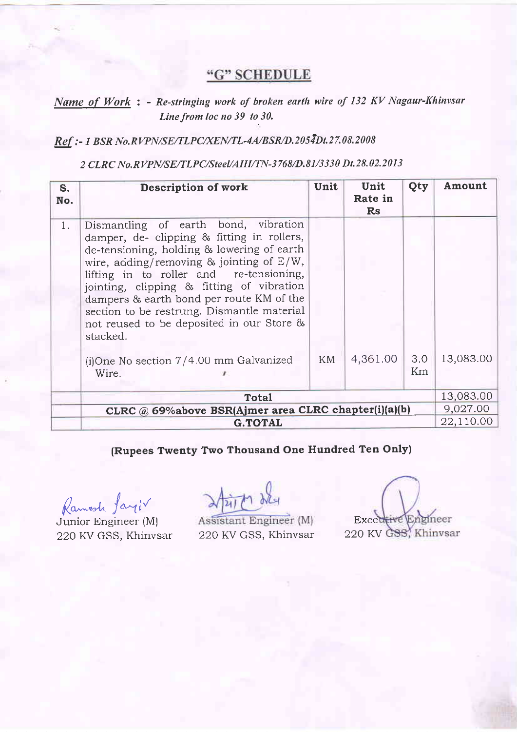# "G" SCHEDULE

***Name of Work*** **:** - *Re-stringing work of broken earth wire of 132 KV Nagaur-Khinvsar Line from loc no 39 to 30.*

***Ref*** *:- 1 BSR No.RVPN/SE/TLPC/XEN/TL-4A/BSR/D.2057Dt.27.08.2008*

*2 CLRC No.RVPN/SE/TLPC/Steel/AIII/TN-3768/D.81/3330 Dt.28.02.2013*

| S. No. | Description of work | Unit | Unit Rate in Rs | Qty | Amount |
|---|---|---|---|---|---|
| 1. | Dismantling of earth bond, vibration damper, de- clipping & fitting in rollers, de-tensioning, holding & lowering of earth wire, adding/removing & jointing of E/W, lifting in to roller and re-tensioning, jointing, clipping & fitting of vibration dampers & earth bond per route KM of the section to be restrung. Dismantle material not reused to be deposited in our Store & stacked. | | | | |
| | (i)One No section 7/4.00 mm Galvanized Wire. | KM | 4,361.00 | 3.0 Km | 13,083.00 |
| | **Total** | | | | 13,083.00 |
| | **CLRC @ 69%above BSR(Ajmer area CLRC chapter(i)(a)(b)** | | | | 9,027.00 |
| | **G.TOTAL** | | | | 22,110.00 |

**(Rupees Twenty Two Thousand One Hundred Ten Only)**

| Junior Engineer (M) | Assistant Engineer (M) | Executive Engineer |
|---|---|---|
| 220 KV GSS, Khinvsar | 220 KV GSS, Khinvsar | 220 KV GSS, Khinvsar |